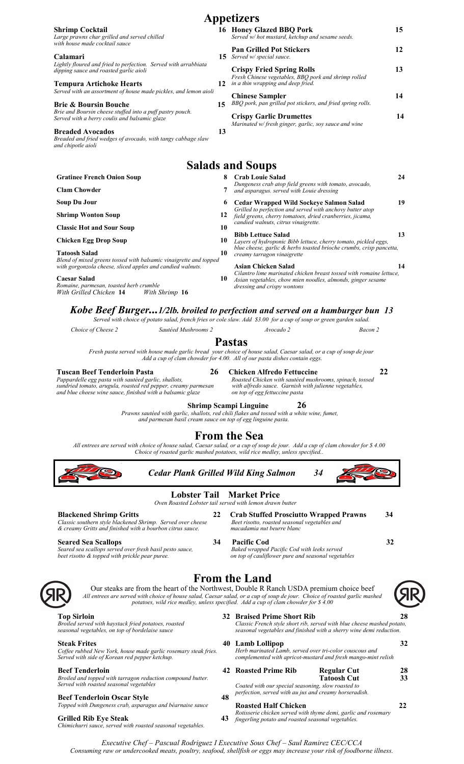# Appetizers

**Shrimp Cocktail** 16
*Large prawns char grilled and served chilled with house made cocktail sauce*

**Calamari** 15
*Lightly floured and fried to perfection. Served with arrabbiata dipping sauce and roasted garlic aioli*

**Tempura Artichoke Hearts** 12
*Served with an assortment of house made pickles, and lemon aioli*

**Brie & Boursin Bouche** 15
*Brie and Boursin cheese stuffed into a puff pastry pouch. Served with a berry coulis and balsamic glaze*

**Breaded Avocados** 13
*Breaded and fried wedges of avocado, with tangy cabbage slaw and chipotle aioli*

**Honey Glazed BBQ Pork** 15
*Served w/ hot mustard, ketchup and sesame seeds.*

**Pan Grilled Pot Stickers** 12
*Served w/ special sauce.*

**Crispy Fried Spring Rolls** 13
*Fresh Chinese vegetables, BBQ pork and shrimp rolled in a thin wrapping and deep fried.*

**Chinese Sampler** 14
*BBQ pork, pan grilled pot stickers, and fried spring rolls.*

**Crispy Garlic Drumettes** 14
*Marinated w/ fresh ginger, garlic, soy sauce and wine*

# Salads and Soups

**Gratinee French Onion Soup** 8

**Clam Chowder** 7

**Soup Du Jour** 6

**Shrimp Wonton Soup** 12

**Classic Hot and Sour Soup** 10

**Chicken Egg Drop Soup** 10

**Tatoosh Salad** 10
*Blend of mixed greens tossed with balsamic vinaigrette and topped with gorgonzola cheese, sliced apples and candied walnuts.*

**Caesar Salad** 10
*Romaine, parmesan, toasted herb crumble*
*With Grilled Chicken* **14** *With Shrimp* **16**

**Crab Louie Salad** 24
*Dungeness crab atop field greens with tomato, avocado, and asparagus. served with Louie dressing*

**Cedar Wrapped Wild Sockeye Salmon Salad** 19
*Grilled to perfection and served with anchovy butter atop field greens, cherry tomatoes, dried cranberries, jicama, candied walnuts, citrus vinaigrette.*

**Bibb Lettuce Salad** 13
*Layers of hydroponic Bibb lettuce, cherry tomato, pickled eggs, blue cheese, garlic & herbs toasted brioche crumbs, crisp pancetta, creamy tarragon vinaigrette*

**Asian Chicken Salad** 14
*Cilantro lime marinated chicken breast tossed with romaine lettuce, Asian vegetables, chow mien noodles, almonds, ginger sesame dressing and crispy wontons*

## *Kobe Beef Burger...1/2lb. broiled to perfection and served on a hamburger bun* 13

*Served with choice of potato salad, french fries or cole slaw. Add $3.00 for a cup of soup or green garden salad.*

*Choice of Cheese 2* | *Sautéed Mushrooms 2* | *Avocado 2* | *Bacon 2*

# Pastas

*Fresh pasta served with house made garlic bread your choice of house salad, Caesar salad, or a cup of soup de jour. Add a cup of clam chowder for 4.00. All of our pasta dishes contain eggs.*

**Tuscan Beef Tenderloin Pasta** 26
*Pappardelle egg pasta with sautéed garlic, shallots, sundried tomato, arugula, roasted red pepper, creamy parmesan and blue cheese wine sauce, finished with a balsamic glaze*

**Chicken Alfredo Fettuccine** 22
*Roasted Chicken with sautéed mushrooms, spinach, tossed with alfredo sauce. Garnish with julienne vegetables, on top of egg fettuccine pasta*

**Shrimp Scampi Linguine** 26
*Prawns sautéed with garlic, shallots, red chili flakes and tossed with a white wine, fumet, and parmesan basil cream sauce on top of egg linguine pasta.*

# From the Sea

*All entrees are served with choice of house salad, Caesar salad, or a cup of soup de jour. Add a cup of clam chowder for $ 4.00. Choice of roasted garlic mashed potatoes, wild rice medley, unless specified..*

## *Cedar Plank Grilled Wild King Salmon* 34

**Lobster Tail Market Price**
*Oven Roasted Lobster tail served with lemon drawn butter*

**Blackened Shrimp Gritts** 22
*Classic southern style blackened Shrimp. Served over cheese & creamy Gritts and finished with a bourbon citrus sauce.*

**Seared Sea Scallops** 34
*Seared sea scallops served over fresh basil pesto sauce, beet risotto & topped with prickle pear puree.*

**Crab Stuffed Prosciutto Wrapped Prawns** 34
*Beet risotto, roasted seasonal vegetables and macadamia nut beurre blanc*

**Pacific Cod** 32
*Baked wrapped Pacific Cod with leeks served on top of cauliflower pure and seasonal vegetables*

# From the Land

Our steaks are from the heart of the Northwest, Double R Ranch USDA premium choice beef

*All entrees are served with choice of house salad, Caesar salad, or a cup of soup de jour. Choice of roasted garlic mashed potatoes, wild rice medley, unless specified. Add a cup of clam chowder for $ 4.00*

**Top Sirloin** 32
*Broiled served with haystack fried potatoes, roasted seasonal vegetables, on top of bordelaise sauce*

**Steak Frites** 40
*Coffee rubbed New York, house made garlic rosemary steak fries. Served with side of Korean red pepper ketchup.*

**Beef Tenderloin** 42
*Broiled and topped with tarragon reduction compound butter. Served with roasted seasonal vegetables*

**Beef Tenderloin Oscar Style** 48
*Topped with Dungeness crab, asparagus and béarnaise sauce*

**Grilled Rib Eye Steak** 43
*Chimichurri sauce, served with roasted seasonal vegetables.*

**Braised Prime Short Rib** 28
*Classic French style short rib, served with blue cheese mashed potato, seasonal vegetables and finished with a sherry wine demi reduction.*

**Lamb Lollipop** 32
*Herb marinated Lamb, served over tri-color couscous and complemented with apricot-mustard and fresh mango-mint relish*

**Roasted Prime Rib** — **Regular Cut** 28 / **Tatoosh Cut** 33
*Coated with our special seasoning, slow roasted to perfection, served with au jus and creamy horseradish.*

**Roasted Half Chicken** 22
*Rotisserie chicken served with thyme demi, garlic and rosemary fingerling potato and roasted seasonal vegetables.*

*Executive Chef – Pascual Rodriguez I Executive Sous Chef – Saul Ramirez CEC/CCA*
*Consuming raw or undercooked meats, poultry, seafood, shellfish or eggs may increase your risk of foodborne illness.*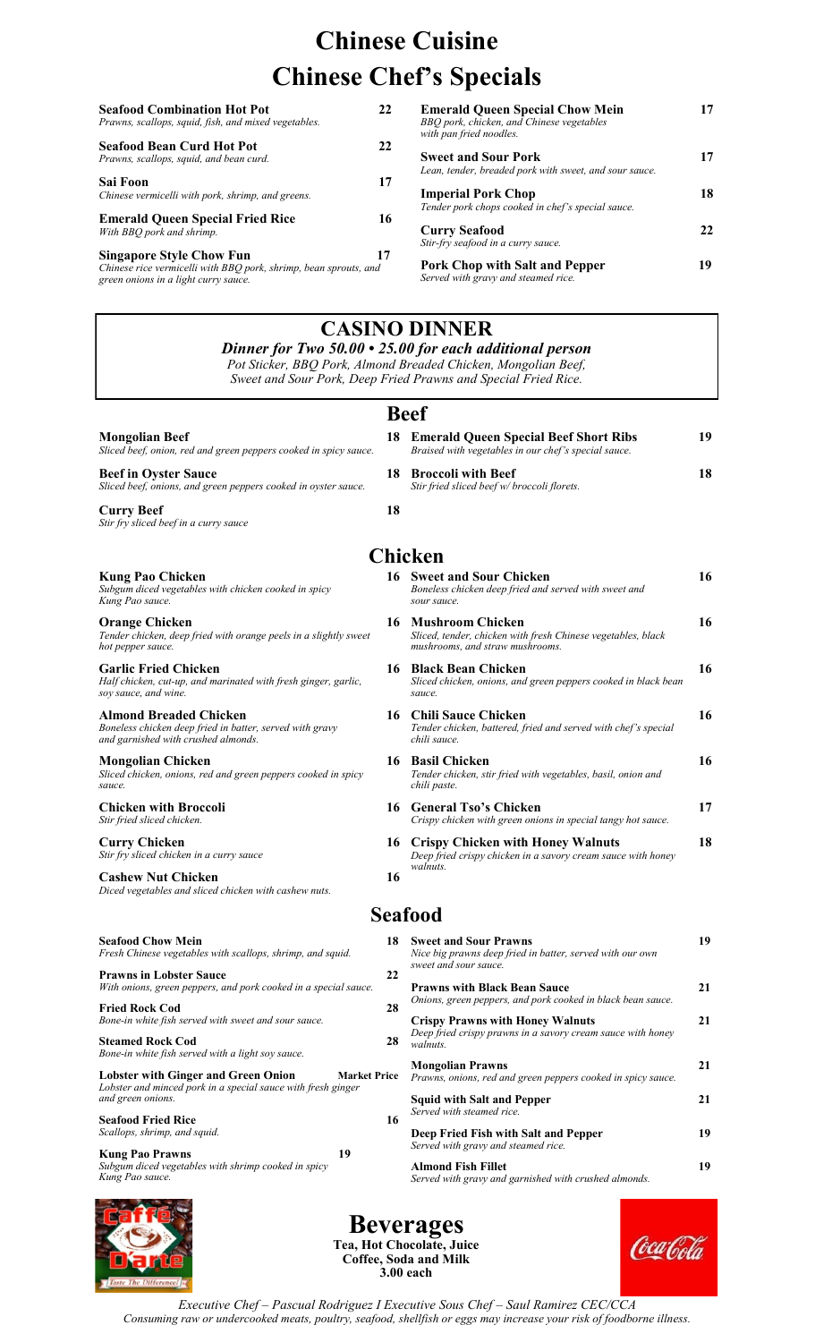# Chinese Cuisine

# Chinese Chef's Specials

**Seafood Combination Hot Pot** 22
*Prawns, scallops, squid, fish, and mixed vegetables.*

**Seafood Bean Curd Hot Pot** 22
*Prawns, scallops, squid, and bean curd.*

**Sai Foon** 17
*Chinese vermicelli with pork, shrimp, and greens.*

**Emerald Queen Special Fried Rice** 16
*With BBQ pork and shrimp.*

**Singapore Style Chow Fun** 17
*Chinese rice vermicelli with BBQ pork, shrimp, bean sprouts, and green onions in a light curry sauce.*

**Emerald Queen Special Chow Mein** 17
*BBQ pork, chicken, and Chinese vegetables with pan fried noodles.*

**Sweet and Sour Pork** 17
*Lean, tender, breaded pork with sweet, and sour sauce.*

**Imperial Pork Chop** 18
*Tender pork chops cooked in chef's special sauce.*

**Curry Seafood** 22
*Stir-fry seafood in a curry sauce.*

**Pork Chop with Salt and Pepper** 19
*Served with gravy and steamed rice.*

## CASINO DINNER

***Dinner for Two 50.00 • 25.00 for each additional person***

*Pot Sticker, BBQ Pork, Almond Breaded Chicken, Mongolian Beef, Sweet and Sour Pork, Deep Fried Prawns and Special Fried Rice.*

## Beef

**Mongolian Beef** 18
*Sliced beef, onion, red and green peppers cooked in spicy sauce.*

**Beef in Oyster Sauce** 18
*Sliced beef, onions, and green peppers cooked in oyster sauce.*

**Curry Beef** 18
*Stir fry sliced beef in a curry sauce*

**Emerald Queen Special Beef Short Ribs** 19
*Braised with vegetables in our chef's special sauce.*

**Broccoli with Beef** 18
*Stir fried sliced beef w/ broccoli florets.*

## Chicken

**Kung Pao Chicken** 16
*Subgum diced vegetables with chicken cooked in spicy Kung Pao sauce.*

**Orange Chicken** 16
*Tender chicken, deep fried with orange peels in a slightly sweet hot pepper sauce.*

**Garlic Fried Chicken** 16
*Half chicken, cut-up, and marinated with fresh ginger, garlic, soy sauce, and wine.*

**Almond Breaded Chicken** 16
*Boneless chicken deep fried in batter, served with gravy and garnished with crushed almonds.*

**Mongolian Chicken** 16
*Sliced chicken, onions, red and green peppers cooked in spicy sauce.*

**Chicken with Broccoli** 16
*Stir fried sliced chicken.*

**Curry Chicken** 16
*Stir fry sliced chicken in a curry sauce*

**Cashew Nut Chicken** 16
*Diced vegetables and sliced chicken with cashew nuts.*

**Sweet and Sour Chicken** 16
*Boneless chicken deep fried and served with sweet and sour sauce.*

**Mushroom Chicken** 16
*Sliced, tender, chicken with fresh Chinese vegetables, black mushrooms, and straw mushrooms.*

**Black Bean Chicken** 16
*Sliced chicken, onions, and green peppers cooked in black bean sauce.*

**Chili Sauce Chicken** 16
*Tender chicken, battered, fried and served with chef's special chili sauce.*

**Basil Chicken** 16
*Tender chicken, stir fried with vegetables, basil, onion and chili paste.*

**General Tso's Chicken** 17
*Crispy chicken with green onions in special tangy hot sauce.*

**Crispy Chicken with Honey Walnuts** 18
*Deep fried crispy chicken in a savory cream sauce with honey walnuts.*

## Seafood

**Seafood Chow Mein** 18
*Fresh Chinese vegetables with scallops, shrimp, and squid.*

**Prawns in Lobster Sauce** 22
*With onions, green peppers, and pork cooked in a special sauce.*

**Fried Rock Cod** 28
*Bone-in white fish served with sweet and sour sauce.*

**Steamed Rock Cod** 28
*Bone-in white fish served with a light soy sauce.*

**Lobster with Ginger and Green Onion** Market Price
*Lobster and minced pork in a special sauce with fresh ginger and green onions.*

**Seafood Fried Rice** 16
*Scallops, shrimp, and squid.*

**Kung Pao Prawns** 19
*Subgum diced vegetables with shrimp cooked in spicy Kung Pao sauce.*

**Sweet and Sour Prawns** 19
*Nice big prawns deep fried in batter, served with our own sweet and sour sauce.*

**Prawns with Black Bean Sauce** 21
*Onions, green peppers, and pork cooked in black bean sauce.*

**Crispy Prawns with Honey Walnuts** 21
*Deep fried crispy prawns in a savory cream sauce with honey walnuts.*

**Mongolian Prawns** 21
*Prawns, onions, red and green peppers cooked in spicy sauce.*

**Squid with Salt and Pepper** 21
*Served with steamed rice.*

**Deep Fried Fish with Salt and Pepper** 19
*Served with gravy and steamed rice.*

**Almond Fish Fillet** 19
*Served with gravy and garnished with crushed almonds.*

## Beverages

**Tea, Hot Chocolate, Juice**
**Coffee, Soda and Milk**
**3.00 each**

*Executive Chef – Pascual Rodriguez I Executive Sous Chef – Saul Ramirez CEC/CCA*
*Consuming raw or undercooked meats, poultry, seafood, shellfish or eggs may increase your risk of foodborne illness.*